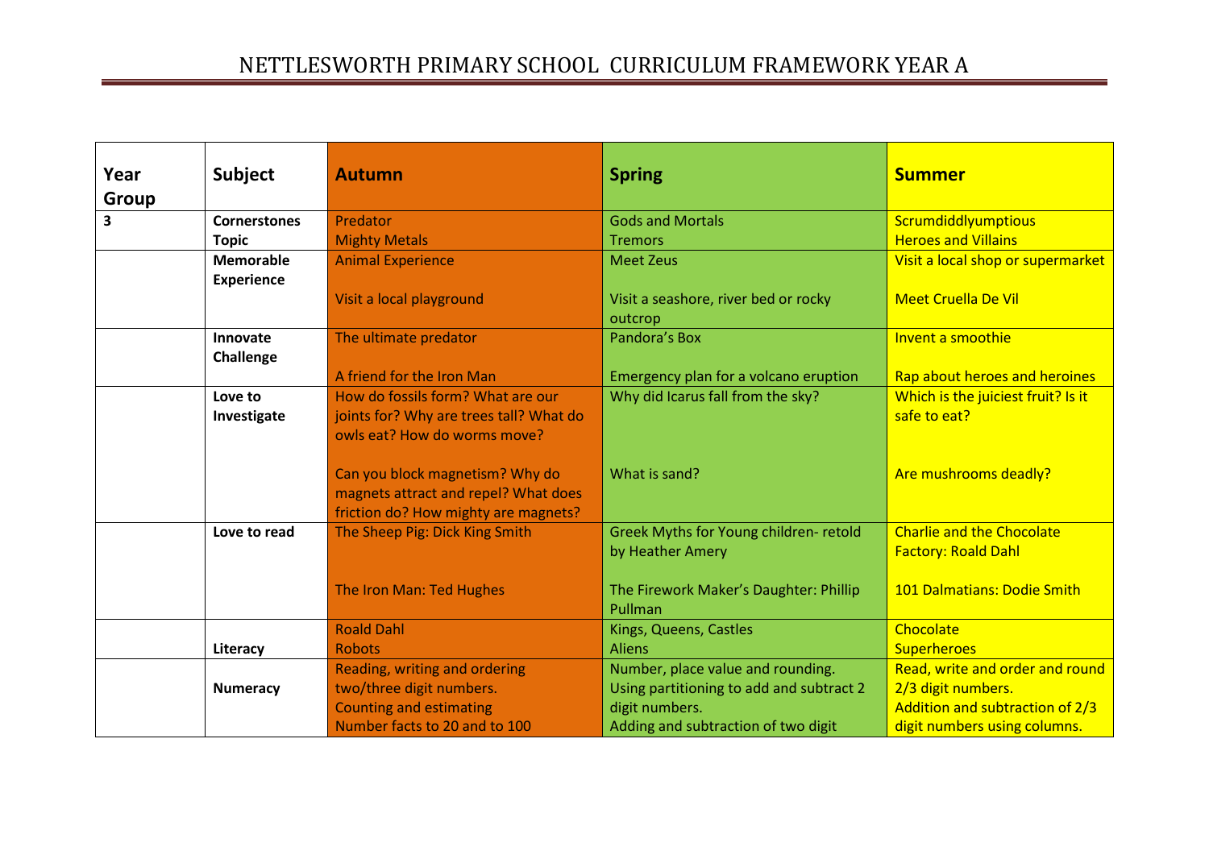# NETTLESWORTH PRIMARY SCHOOL CURRICULUM FRAMEWORK YEAR A

| Year Group | Subject | Autumn | Spring | Summer |
|---|---|---|---|---|
| 3 | **Cornerstones Topic** | Predator<br>Mighty Metals | Gods and Mortals<br>Tremors | Scrumdiddlyumptious<br>Heroes and Villains |
| | **Memorable Experience** | Animal Experience<br><br>Visit a local playground | Meet Zeus<br><br>Visit a seashore, river bed or rocky outcrop | Visit a local shop or supermarket<br><br>Meet Cruella De Vil |
| | **Innovate Challenge** | The ultimate predator<br><br>A friend for the Iron Man | Pandora's Box<br><br>Emergency plan for a volcano eruption | Invent a smoothie<br><br>Rap about heroes and heroines |
| | **Love to Investigate** | How do fossils form? What are our joints for? Why are trees tall? What do owls eat? How do worms move?<br><br>Can you block magnetism? Why do magnets attract and repel? What does friction do? How mighty are magnets? | Why did Icarus fall from the sky?<br><br>What is sand? | Which is the juiciest fruit? Is it safe to eat?<br><br>Are mushrooms deadly? |
| | **Love to read** | The Sheep Pig: Dick King Smith<br><br>The Iron Man: Ted Hughes | Greek Myths for Young children- retold by Heather Amery<br><br>The Firework Maker's Daughter: Phillip Pullman | Charlie and the Chocolate Factory: Roald Dahl<br><br>101 Dalmatians: Dodie Smith |
| | **Literacy** | Roald Dahl<br>Robots | Kings, Queens, Castles<br>Aliens | Chocolate<br>Superheroes |
| | **Numeracy** | Reading, writing and ordering two/three digit numbers.<br>Counting and estimating<br>Number facts to 20 and to 100 | Number, place value and rounding.<br>Using partitioning to add and subtract 2 digit numbers.<br>Adding and subtraction of two digit | Read, write and order and round 2/3 digit numbers.<br>Addition and subtraction of 2/3 digit numbers using columns. |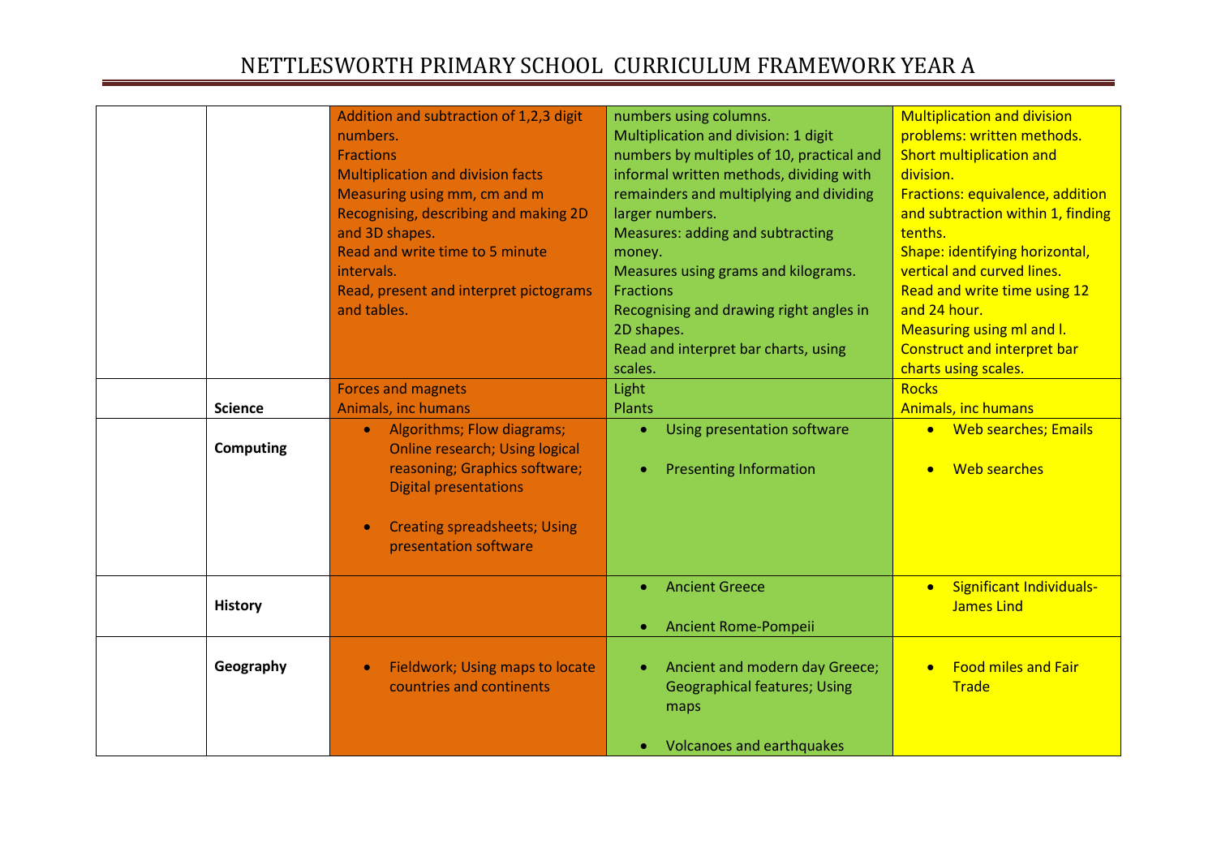# NETTLESWORTH PRIMARY SCHOOL CURRICULUM FRAMEWORK YEAR A

| | | | | |
|---|---|---|---|---|
| | | Addition and subtraction of 1,2,3 digit numbers.<br>Fractions<br>Multiplication and division facts<br>Measuring using mm, cm and m<br>Recognising, describing and making 2D and 3D shapes.<br>Read and write time to 5 minute intervals.<br>Read, present and interpret pictograms and tables. | numbers using columns.<br>Multiplication and division: 1 digit numbers by multiples of 10, practical and informal written methods, dividing with remainders and multiplying and dividing larger numbers.<br>Measures: adding and subtracting money.<br>Measures using grams and kilograms.<br>Fractions<br>Recognising and drawing right angles in 2D shapes.<br>Read and interpret bar charts, using scales. | Multiplication and division problems: written methods.<br>Short multiplication and division.<br>Fractions: equivalence, addition and subtraction within 1, finding tenths.<br>Shape: identifying horizontal, vertical and curved lines.<br>Read and write time using 12 and 24 hour.<br>Measuring using ml and l.<br>Construct and interpret bar charts using scales. |
| | **Science** | Forces and magnets<br>Animals, inc humans | Light<br>Plants | Rocks<br>Animals, inc humans |
| | **Computing** | • Algorithms; Flow diagrams; Online research; Using logical reasoning; Graphics software; Digital presentations<br>• Creating spreadsheets; Using presentation software | • Using presentation software<br>• Presenting Information | • Web searches; Emails<br>• Web searches |
| | **History** | | • Ancient Greece<br>• Ancient Rome-Pompeii | • Significant Individuals- James Lind |
| | **Geography** | • Fieldwork; Using maps to locate countries and continents | • Ancient and modern day Greece; Geographical features; Using maps<br>• Volcanoes and earthquakes | • Food miles and Fair Trade |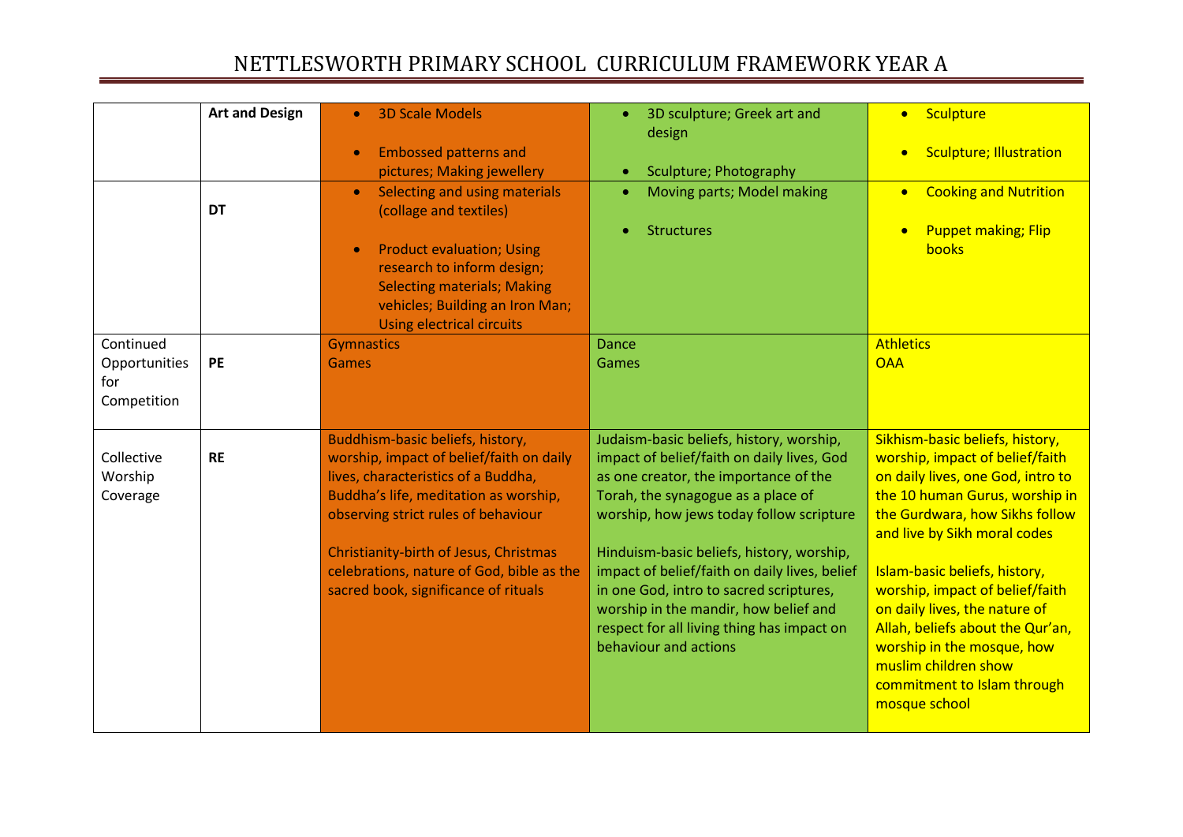# NETTLESWORTH PRIMARY SCHOOL CURRICULUM FRAMEWORK YEAR A

| | | | | |
|---|---|---|---|---|
| | **Art and Design** | • 3D Scale Models<br>• Embossed patterns and pictures; Making jewellery | • 3D sculpture; Greek art and design<br>• Sculpture; Photography | • Sculpture<br>• Sculpture; Illustration |
| | **DT** | • Selecting and using materials (collage and textiles)<br>• Product evaluation; Using research to inform design; Selecting materials; Making vehicles; Building an Iron Man; Using electrical circuits | • Moving parts; Model making<br>• Structures | • Cooking and Nutrition<br>• Puppet making; Flip books |
| Continued Opportunities for Competition | **PE** | Gymnastics<br>Games | Dance<br>Games | Athletics<br>OAA |
| Collective Worship Coverage | **RE** | Buddhism-basic beliefs, history, worship, impact of belief/faith on daily lives, characteristics of a Buddha, Buddha's life, meditation as worship, observing strict rules of behaviour<br><br>Christianity-birth of Jesus, Christmas celebrations, nature of God, bible as the sacred book, significance of rituals | Judaism-basic beliefs, history, worship, impact of belief/faith on daily lives, God as one creator, the importance of the Torah, the synagogue as a place of worship, how jews today follow scripture<br><br>Hinduism-basic beliefs, history, worship, impact of belief/faith on daily lives, belief in one God, intro to sacred scriptures, worship in the mandir, how belief and respect for all living thing has impact on behaviour and actions | Sikhism-basic beliefs, history, worship, impact of belief/faith on daily lives, one God, intro to the 10 human Gurus, worship in the Gurdwara, how Sikhs follow and live by Sikh moral codes<br><br>Islam-basic beliefs, history, worship, impact of belief/faith on daily lives, the nature of Allah, beliefs about the Qur'an, worship in the mosque, how muslim children show commitment to Islam through mosque school |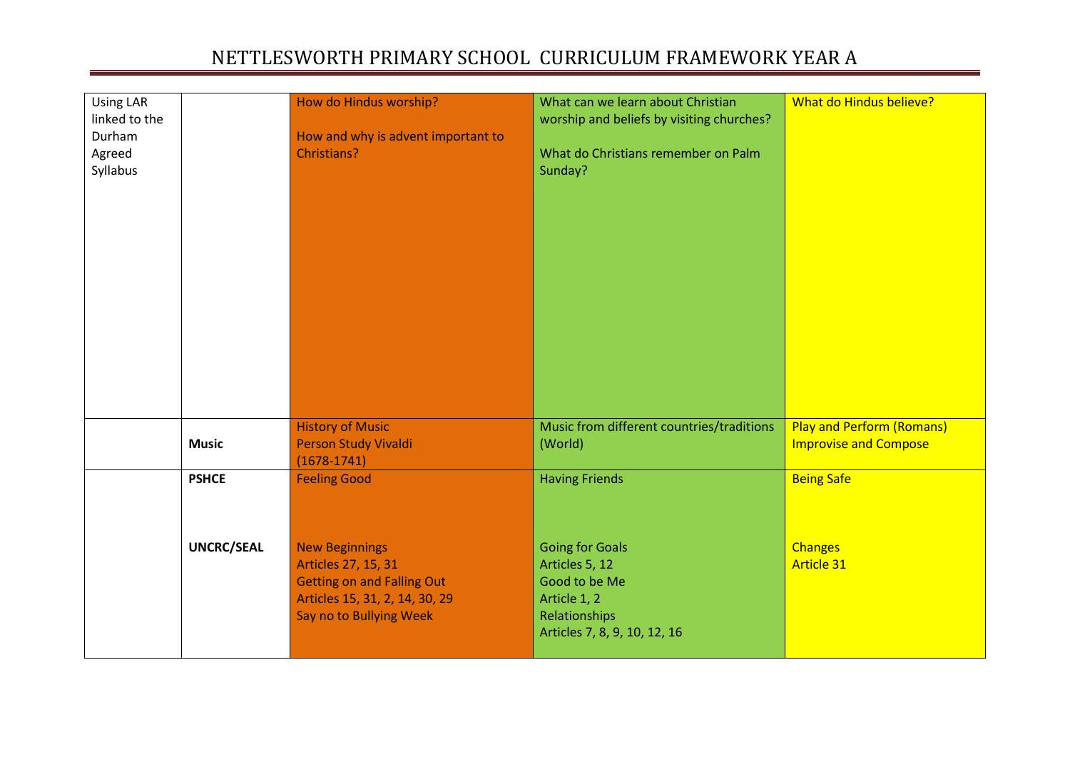# NETTLESWORTH PRIMARY SCHOOL CURRICULUM FRAMEWORK YEAR A

| | | | | |
|---|---|---|---|---|
| Using LAR linked to the Durham Agreed Syllabus | | How do Hindus worship?<br><br>How and why is advent important to Christians? | What can we learn about Christian worship and beliefs by visiting churches?<br><br>What do Christians remember on Palm Sunday? | What do Hindus believe? |
| | **Music** | History of Music<br>Person Study Vivaldi<br>(1678-1741) | Music from different countries/traditions (World) | Play and Perform (Romans)<br>Improvise and Compose |
| | **PSHCE**<br><br><br>**UNCRC/SEAL** | Feeling Good<br><br><br>New Beginnings<br>Articles 27, 15, 31<br>Getting on and Falling Out<br>Articles 15, 31, 2, 14, 30, 29<br>Say no to Bullying Week | Having Friends<br><br><br>Going for Goals<br>Articles 5, 12<br>Good to be Me<br>Article 1, 2<br>Relationships<br>Articles 7, 8, 9, 10, 12, 16 | Being Safe<br><br><br>Changes<br>Article 31 |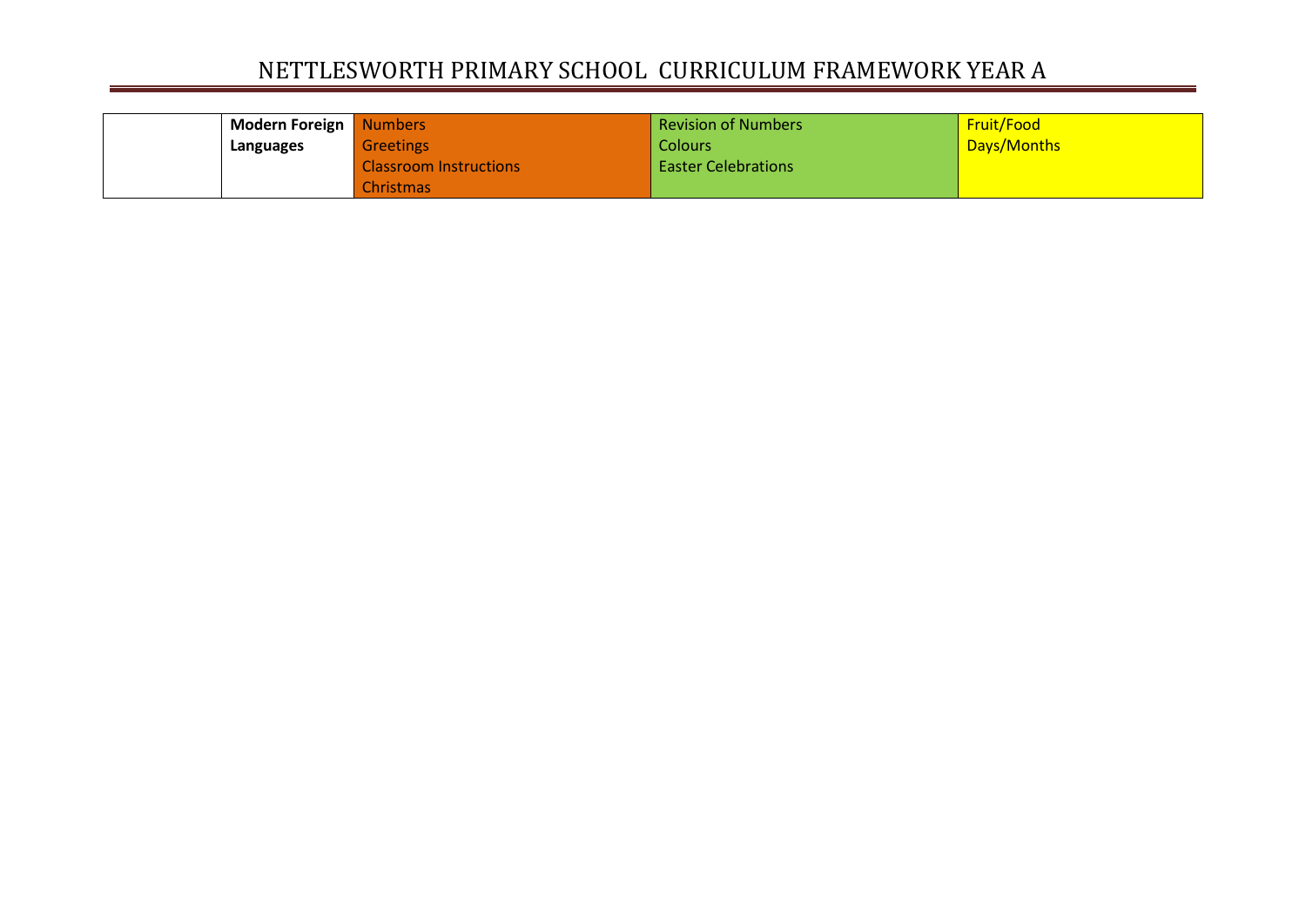# NETTLESWORTH PRIMARY SCHOOL CURRICULUM FRAMEWORK YEAR A

| | | | | |
|---|---|---|---|---|
| | **Modern Foreign Languages** | Numbers<br>Greetings<br>Classroom Instructions<br>Christmas | Revision of Numbers<br>Colours<br>Easter Celebrations | Fruit/Food<br>Days/Months |